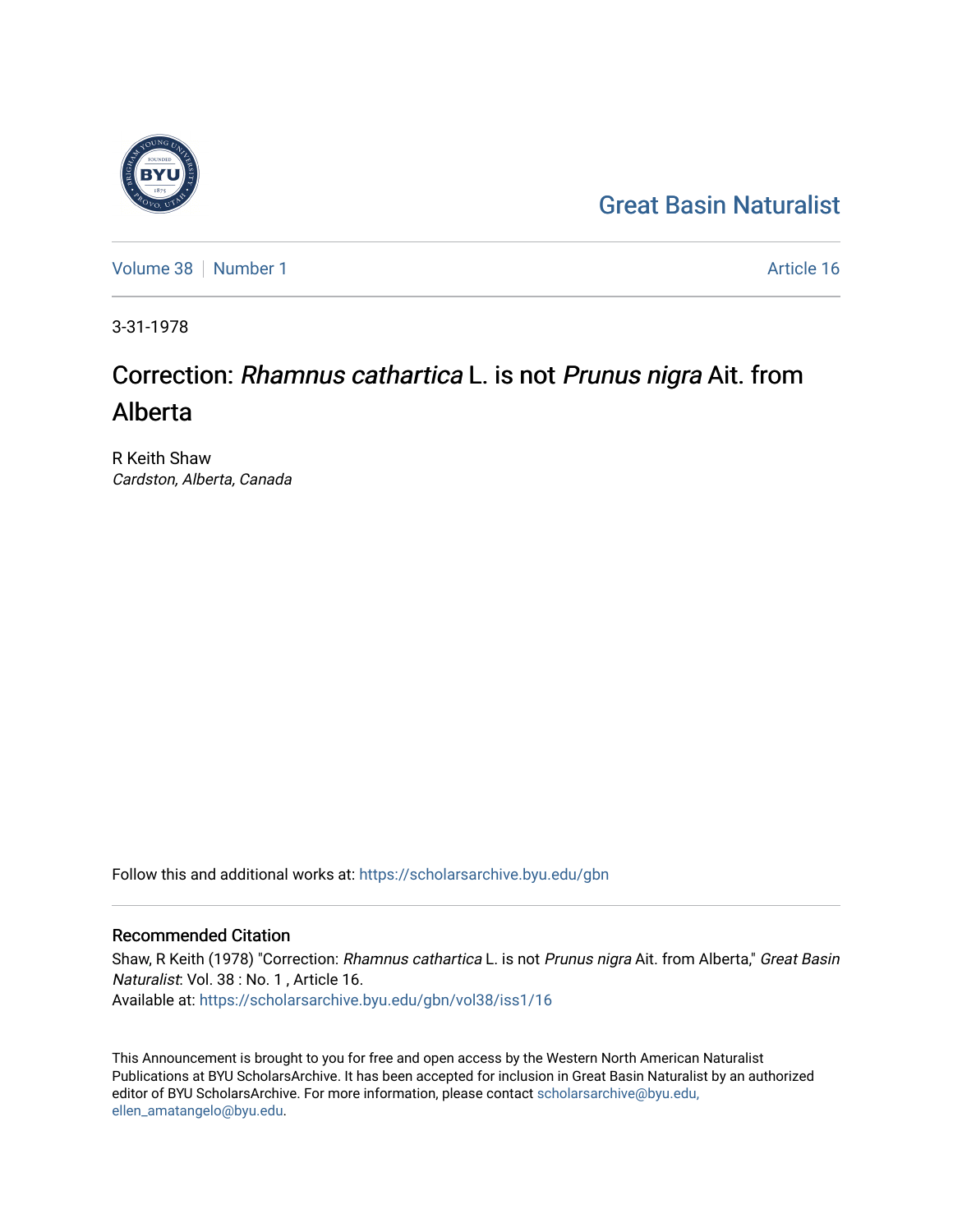Great Basin Naturalist

Volume 38 | Number 1

Article 16

3-31-1978

# Correction: *Rhamnus cathartica* L. is not *Prunus nigra* Ait. from Alberta

R Keith Shaw
*Cardston, Alberta, Canada*

Follow this and additional works at: https://scholarsarchive.byu.edu/gbn

## Recommended Citation

Shaw, R Keith (1978) "Correction: *Rhamnus cathartica* L. is not *Prunus nigra* Ait. from Alberta," *Great Basin Naturalist*: Vol. 38 : No. 1 , Article 16.
Available at: https://scholarsarchive.byu.edu/gbn/vol38/iss1/16

This Announcement is brought to you for free and open access by the Western North American Naturalist Publications at BYU ScholarsArchive. It has been accepted for inclusion in Great Basin Naturalist by an authorized editor of BYU ScholarsArchive. For more information, please contact scholarsarchive@byu.edu, ellen_amatangelo@byu.edu.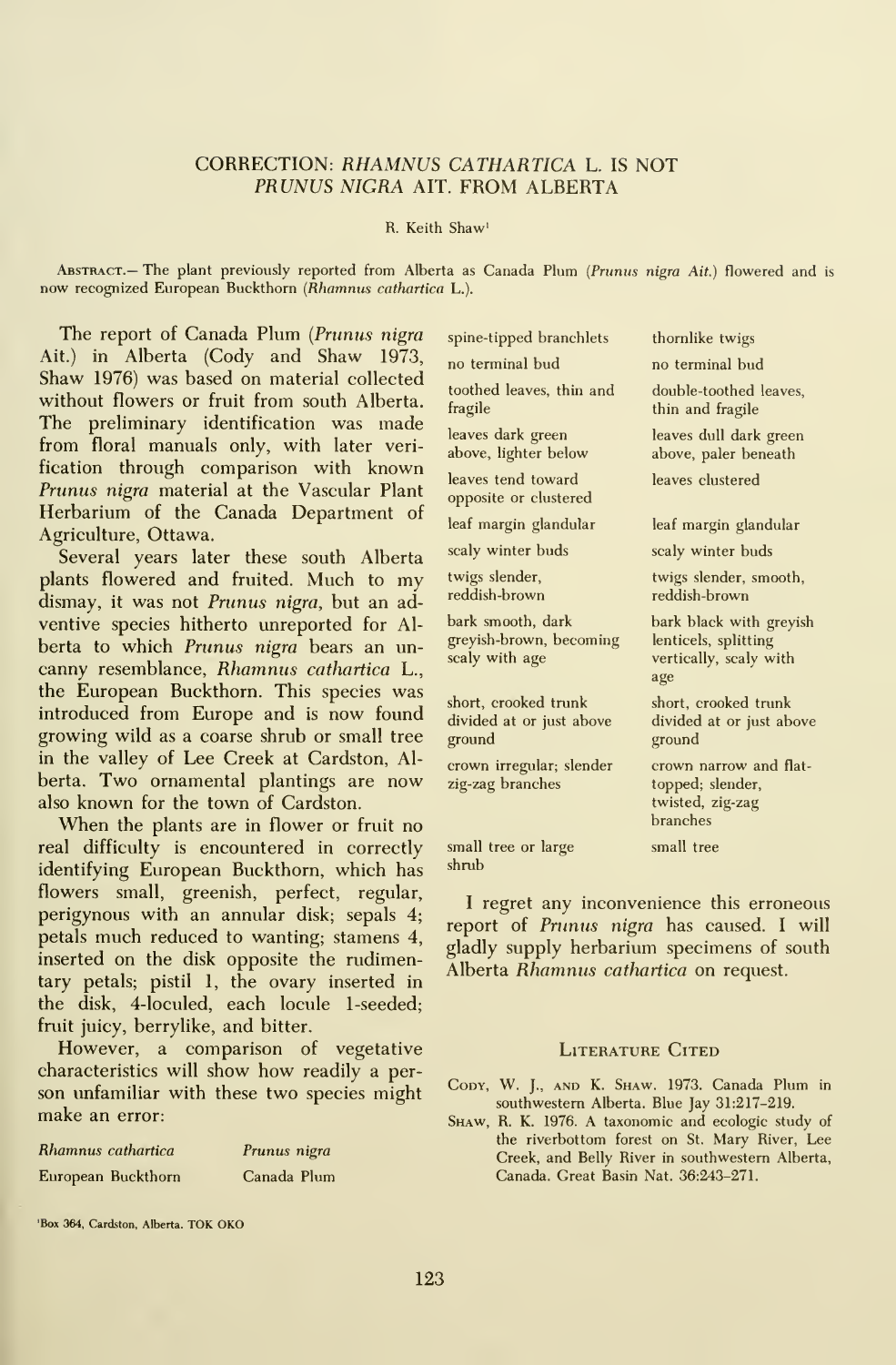# CORRECTION: *RHAMNUS CATHARTICA* L. IS NOT *PRUNUS NIGRA* AIT. FROM ALBERTA

R. Keith Shaw[1]

ABSTRACT.— The plant previously reported from Alberta as Canada Plum (*Prunus nigra* Ait.) flowered and is now recognized European Buckthorn (*Rhamnus cathartica* L.).

The report of Canada Plum (*Prunus nigra* Ait.) in Alberta (Cody and Shaw 1973, Shaw 1976) was based on material collected without flowers or fruit from south Alberta. The preliminary identification was made from floral manuals only, with later verification through comparison with known *Prunus nigra* material at the Vascular Plant Herbarium of the Canada Department of Agriculture, Ottawa.

Several years later these south Alberta plants flowered and fruited. Much to my dismay, it was not *Prunus nigra*, but an adventive species hitherto unreported for Alberta to which *Prunus nigra* bears an uncanny resemblance, *Rhamnus cathartica* L., the European Buckthorn. This species was introduced from Europe and is now found growing wild as a coarse shrub or small tree in the valley of Lee Creek at Cardston, Alberta. Two ornamental plantings are now also known for the town of Cardston.

When the plants are in flower or fruit no real difficulty is encountered in correctly identifying European Buckthorn, which has flowers small, greenish, perfect, regular, perigynous with an annular disk; sepals 4; petals much reduced to wanting; stamens 4, inserted on the disk opposite the rudimentary petals; pistil 1, the ovary inserted in the disk, 4-loculed, each locule 1-seeded; fruit juicy, berrylike, and bitter.

However, a comparison of vegetative characteristics will show how readily a person unfamiliar with these two species might make an error:

| *Rhamnus cathartica* European Buckthorn | *Prunus nigra* Canada Plum |
|---|---|
| spine-tipped branchlets | thornlike twigs |
| no terminal bud | no terminal bud |
| toothed leaves, thin and fragile | double-toothed leaves, thin and fragile |
| leaves dark green above, lighter below | leaves dull dark green above, paler beneath |
| leaves tend toward opposite or clustered | leaves clustered |
| leaf margin glandular | leaf margin glandular |
| scaly winter buds | scaly winter buds |
| twigs slender, reddish-brown | twigs slender, smooth, reddish-brown |
| bark smooth, dark greyish-brown, becoming scaly with age | bark black with greyish lenticels, splitting vertically, scaly with age |
| short, crooked trunk divided at or just above ground | short, crooked trunk divided at or just above ground |
| crown irregular; slender zig-zag branches | crown narrow and flat-topped; slender, twisted, zig-zag branches |
| small tree or large shrub | small tree |

I regret any inconvenience this erroneous report of *Prunus nigra* has caused. I will gladly supply herbarium specimens of south Alberta *Rhamnus cathartica* on request.

## LITERATURE CITED

CODY, W. J., AND K. SHAW. 1973. Canada Plum in southwestern Alberta. Blue Jay 31:217–219.

SHAW, R. K. 1976. A taxonomic and ecologic study of the riverbottom forest on St. Mary River, Lee Creek, and Belly River in southwestern Alberta, Canada. Great Basin Nat. 36:243–271.

[1]Box 364, Cardston, Alberta. T0K 0K0